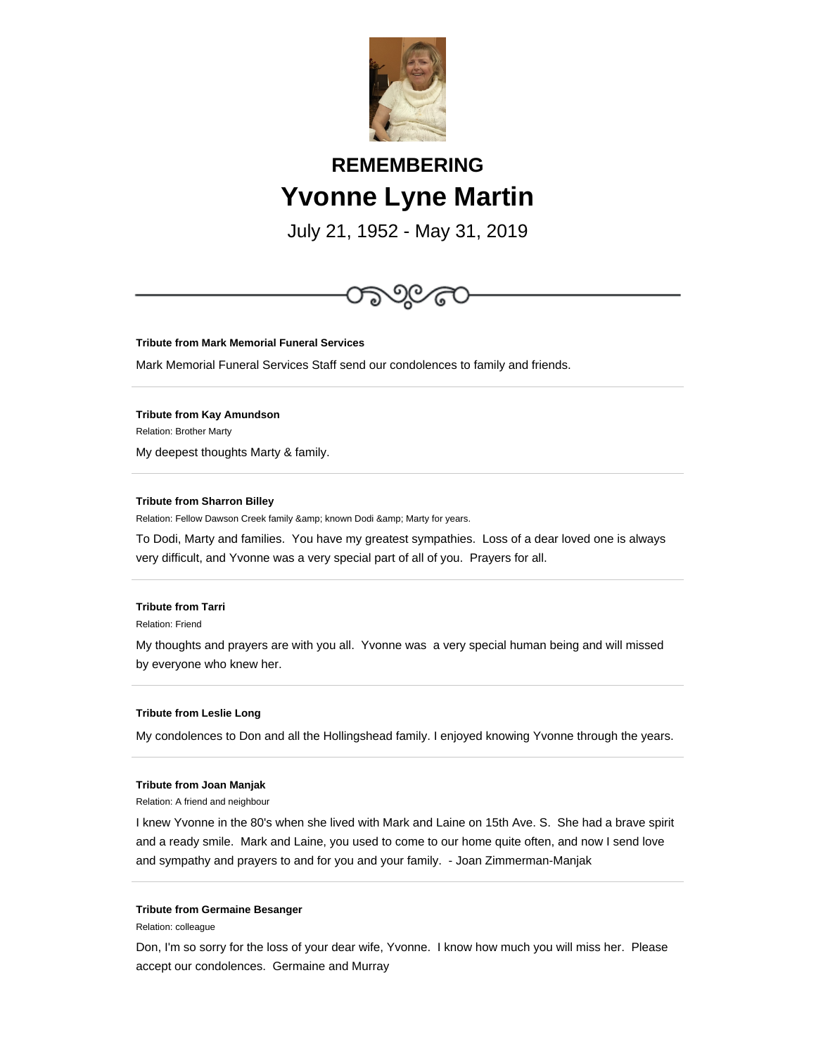## REMEMBERING

# Yvonne Lyne Martin

July 21, 1952 - May 31, 2019

---

**Tribute from Mark Memorial Funeral Services**

Mark Memorial Funeral Services Staff send our condolences to family and friends.

---

**Tribute from Kay Amundson**

Relation: Brother Marty

My deepest thoughts Marty & family.

---

**Tribute from Sharron Billey**

Relation: Fellow Dawson Creek family &amp; known Dodi &amp; Marty for years.

To Dodi, Marty and families. You have my greatest sympathies. Loss of a dear loved one is always very difficult, and Yvonne was a very special part of all of you. Prayers for all.

---

**Tribute from Tarri**

Relation: Friend

My thoughts and prayers are with you all. Yvonne was a very special human being and will missed by everyone who knew her.

---

**Tribute from Leslie Long**

My condolences to Don and all the Hollingshead family. I enjoyed knowing Yvonne through the years.

---

**Tribute from Joan Manjak**

Relation: A friend and neighbour

I knew Yvonne in the 80's when she lived with Mark and Laine on 15th Ave. S. She had a brave spirit and a ready smile. Mark and Laine, you used to come to our home quite often, and now I send love and sympathy and prayers to and for you and your family. - Joan Zimmerman-Manjak

---

**Tribute from Germaine Besanger**

Relation: colleague

Don, I'm so sorry for the loss of your dear wife, Yvonne. I know how much you will miss her. Please accept our condolences. Germaine and Murray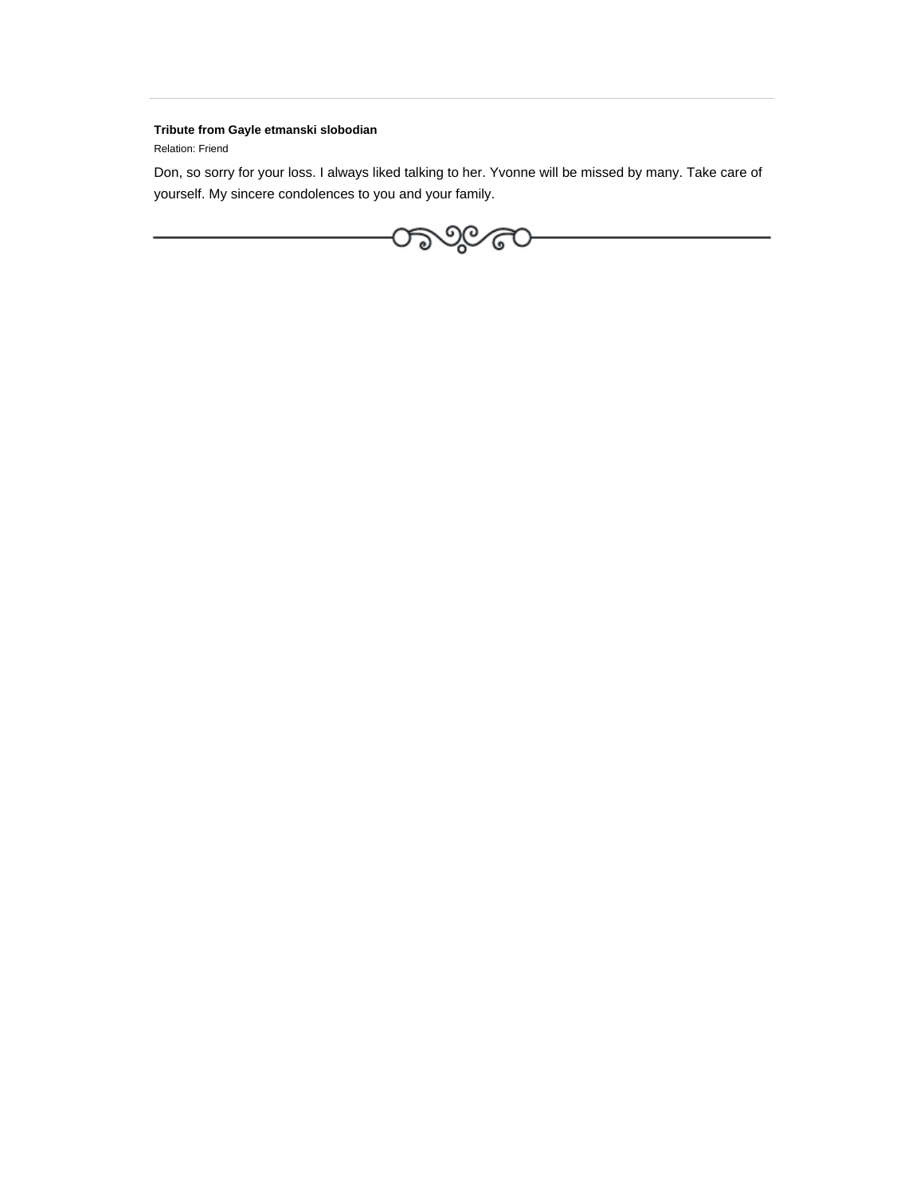**Tribute from Gayle etmanski slobodian**

Relation: Friend

Don, so sorry for your loss. I always liked talking to her. Yvonne will be missed by many. Take care of yourself. My sincere condolences to you and your family.